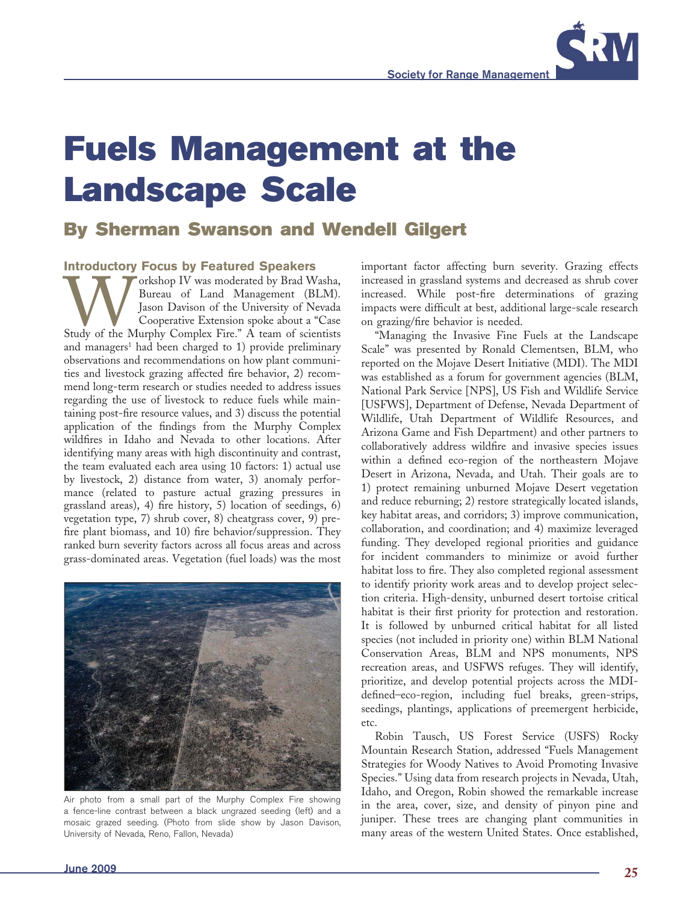# Fuels Management at the Landscape Scale

## By Sherman Swanson and Wendell Gilgert

### Introductory Focus by Featured Speakers

Workshop IV was moderated by Brad Washa, Bureau of Land Management (BLM). Jason Davison of the University of Nevada Cooperative Extension spoke about a "Case Study of the Murphy Complex Fire." A team of scientists and managers[1] had been charged to 1) provide preliminary observations and recommendations on how plant communities and livestock grazing affected fire behavior, 2) recommend long-term research or studies needed to address issues regarding the use of livestock to reduce fuels while maintaining post-fire resource values, and 3) discuss the potential application of the findings from the Murphy Complex wildfires in Idaho and Nevada to other locations. After identifying many areas with high discontinuity and contrast, the team evaluated each area using 10 factors: 1) actual use by livestock, 2) distance from water, 3) anomaly performance (related to pasture actual grazing pressures in grassland areas), 4) fire history, 5) location of seedings, 6) vegetation type, 7) shrub cover, 8) cheatgrass cover, 9) pre-fire plant biomass, and 10) fire behavior/suppression. They ranked burn severity factors across all focus areas and across grass-dominated areas. Vegetation (fuel loads) was the most important factor affecting burn severity. Grazing effects increased in grassland systems and decreased as shrub cover increased. While post-fire determinations of grazing impacts were difficult at best, additional large-scale research on grazing/fire behavior is needed.

Air photo from a small part of the Murphy Complex Fire showing a fence-line contrast between a black ungrazed seeding (left) and a mosaic grazed seeding. (Photo from slide show by Jason Davison, University of Nevada, Reno, Fallon, Nevada)

"Managing the Invasive Fine Fuels at the Landscape Scale" was presented by Ronald Clementsen, BLM, who reported on the Mojave Desert Initiative (MDI). The MDI was established as a forum for government agencies (BLM, National Park Service [NPS], US Fish and Wildlife Service [USFWS], Department of Defense, Nevada Department of Wildlife, Utah Department of Wildlife Resources, and Arizona Game and Fish Department) and other partners to collaboratively address wildfire and invasive species issues within a defined eco-region of the northeastern Mojave Desert in Arizona, Nevada, and Utah. Their goals are to 1) protect remaining unburned Mojave Desert vegetation and reduce reburning; 2) restore strategically located islands, key habitat areas, and corridors; 3) improve communication, collaboration, and coordination; and 4) maximize leveraged funding. They developed regional priorities and guidance for incident commanders to minimize or avoid further habitat loss to fire. They also completed regional assessment to identify priority work areas and to develop project selection criteria. High-density, unburned desert tortoise critical habitat is their first priority for protection and restoration. It is followed by unburned critical habitat for all listed species (not included in priority one) within BLM National Conservation Areas, BLM and NPS monuments, NPS recreation areas, and USFWS refuges. They will identify, prioritize, and develop potential projects across the MDI-defined–eco-region, including fuel breaks, green-strips, seedings, plantings, applications of preemergent herbicide, etc.

Robin Tausch, US Forest Service (USFS) Rocky Mountain Research Station, addressed "Fuels Management Strategies for Woody Natives to Avoid Promoting Invasive Species." Using data from research projects in Nevada, Utah, Idaho, and Oregon, Robin showed the remarkable increase in the area, cover, size, and density of pinyon pine and juniper. These trees are changing plant communities in many areas of the western United States. Once established,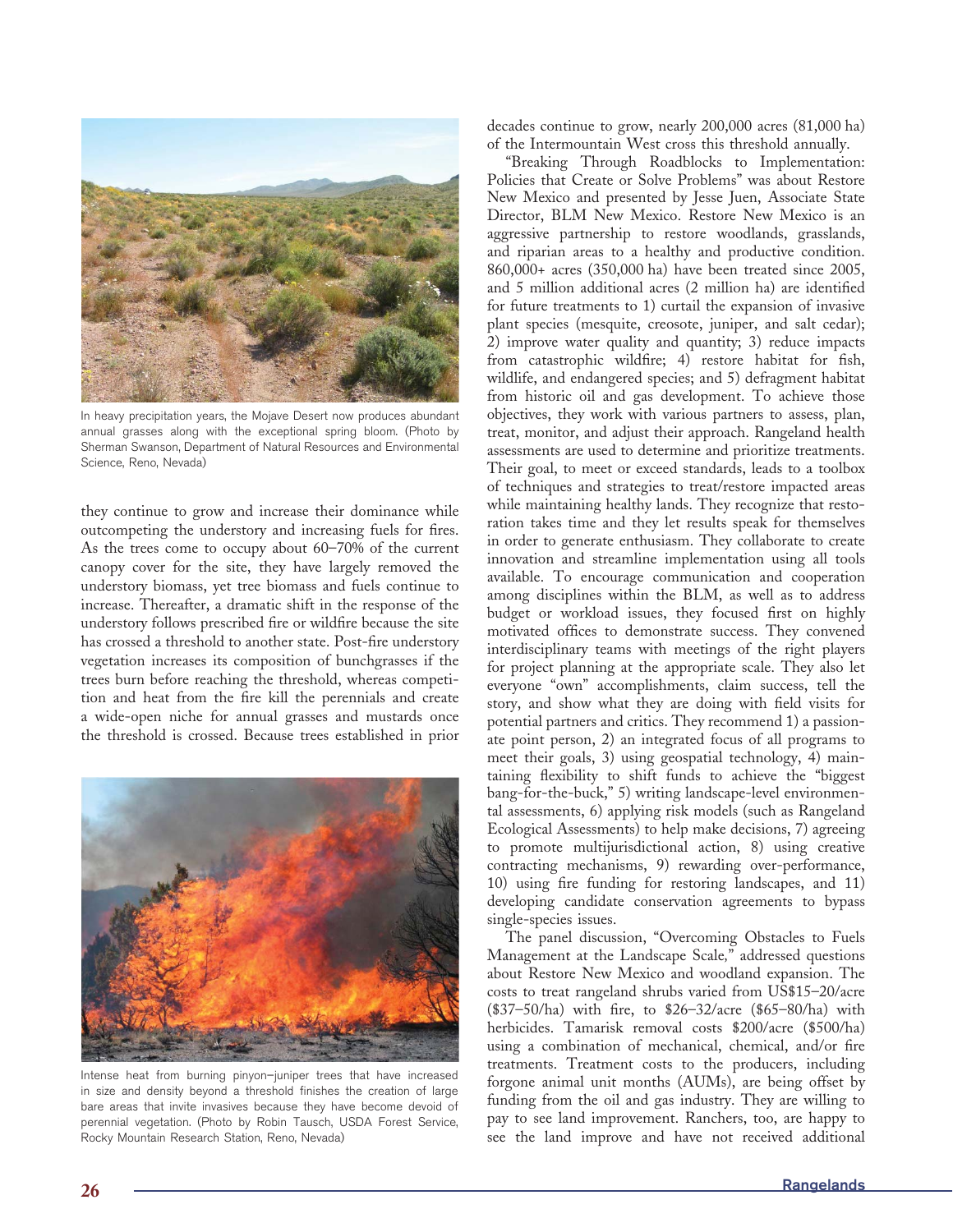In heavy precipitation years, the Mojave Desert now produces abundant annual grasses along with the exceptional spring bloom. (Photo by Sherman Swanson, Department of Natural Resources and Environmental Science, Reno, Nevada)

they continue to grow and increase their dominance while outcompeting the understory and increasing fuels for fires. As the trees come to occupy about 60–70% of the current canopy cover for the site, they have largely removed the understory biomass, yet tree biomass and fuels continue to increase. Thereafter, a dramatic shift in the response of the understory follows prescribed fire or wildfire because the site has crossed a threshold to another state. Post-fire understory vegetation increases its composition of bunchgrasses if the trees burn before reaching the threshold, whereas competition and heat from the fire kill the perennials and create a wide-open niche for annual grasses and mustards once the threshold is crossed. Because trees established in prior decades continue to grow, nearly 200,000 acres (81,000 ha) of the Intermountain West cross this threshold annually.

Intense heat from burning pinyon–juniper trees that have increased in size and density beyond a threshold finishes the creation of large bare areas that invite invasives because they have become devoid of perennial vegetation. (Photo by Robin Tausch, USDA Forest Service, Rocky Mountain Research Station, Reno, Nevada)

"Breaking Through Roadblocks to Implementation: Policies that Create or Solve Problems" was about Restore New Mexico and presented by Jesse Juen, Associate State Director, BLM New Mexico. Restore New Mexico is an aggressive partnership to restore woodlands, grasslands, and riparian areas to a healthy and productive condition. 860,000+ acres (350,000 ha) have been treated since 2005, and 5 million additional acres (2 million ha) are identified for future treatments to 1) curtail the expansion of invasive plant species (mesquite, creosote, juniper, and salt cedar); 2) improve water quality and quantity; 3) reduce impacts from catastrophic wildfire; 4) restore habitat for fish, wildlife, and endangered species; and 5) defragment habitat from historic oil and gas development. To achieve those objectives, they work with various partners to assess, plan, treat, monitor, and adjust their approach. Rangeland health assessments are used to determine and prioritize treatments. Their goal, to meet or exceed standards, leads to a toolbox of techniques and strategies to treat/restore impacted areas while maintaining healthy lands. They recognize that restoration takes time and they let results speak for themselves in order to generate enthusiasm. They collaborate to create innovation and streamline implementation using all tools available. To encourage communication and cooperation among disciplines within the BLM, as well as to address budget or workload issues, they focused first on highly motivated offices to demonstrate success. They convened interdisciplinary teams with meetings of the right players for project planning at the appropriate scale. They also let everyone "own" accomplishments, claim success, tell the story, and show what they are doing with field visits for potential partners and critics. They recommend 1) a passionate point person, 2) an integrated focus of all programs to meet their goals, 3) using geospatial technology, 4) maintaining flexibility to shift funds to achieve the "biggest bang-for-the-buck," 5) writing landscape-level environmental assessments, 6) applying risk models (such as Rangeland Ecological Assessments) to help make decisions, 7) agreeing to promote multijurisdictional action, 8) using creative contracting mechanisms, 9) rewarding over-performance, 10) using fire funding for restoring landscapes, and 11) developing candidate conservation agreements to bypass single-species issues.

The panel discussion, "Overcoming Obstacles to Fuels Management at the Landscape Scale," addressed questions about Restore New Mexico and woodland expansion. The costs to treat rangeland shrubs varied from US$15–20/acre ($37–50/ha) with fire, to $26–32/acre ($65–80/ha) with herbicides. Tamarisk removal costs $200/acre ($500/ha) using a combination of mechanical, chemical, and/or fire treatments. Treatment costs to the producers, including forgone animal unit months (AUMs), are being offset by funding from the oil and gas industry. They are willing to pay to see land improvement. Ranchers, too, are happy to see the land improve and have not received additional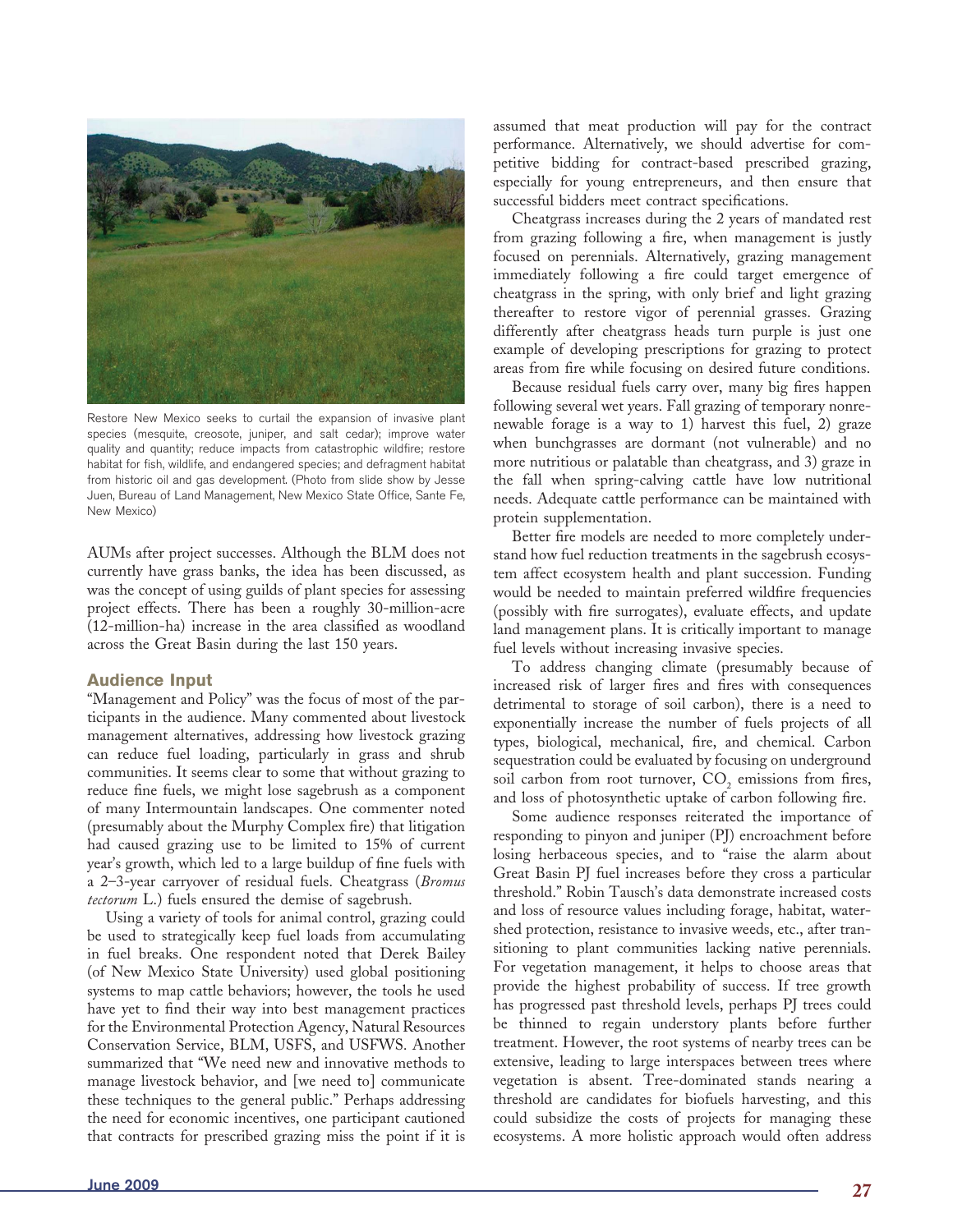Restore New Mexico seeks to curtail the expansion of invasive plant species (mesquite, creosote, juniper, and salt cedar); improve water quality and quantity; reduce impacts from catastrophic wildfire; restore habitat for fish, wildlife, and endangered species; and defragment habitat from historic oil and gas development. (Photo from slide show by Jesse Juen, Bureau of Land Management, New Mexico State Office, Sante Fe, New Mexico)

AUMs after project successes. Although the BLM does not currently have grass banks, the idea has been discussed, as was the concept of using guilds of plant species for assessing project effects. There has been a roughly 30-million-acre (12-million-ha) increase in the area classified as woodland across the Great Basin during the last 150 years.

## Audience Input

"Management and Policy" was the focus of most of the participants in the audience. Many commented about livestock management alternatives, addressing how livestock grazing can reduce fuel loading, particularly in grass and shrub communities. It seems clear to some that without grazing to reduce fine fuels, we might lose sagebrush as a component of many Intermountain landscapes. One commenter noted (presumably about the Murphy Complex fire) that litigation had caused grazing use to be limited to 15% of current year's growth, which led to a large buildup of fine fuels with a 2–3-year carryover of residual fuels. Cheatgrass (*Bromus tectorum* L.) fuels ensured the demise of sagebrush.

Using a variety of tools for animal control, grazing could be used to strategically keep fuel loads from accumulating in fuel breaks. One respondent noted that Derek Bailey (of New Mexico State University) used global positioning systems to map cattle behaviors; however, the tools he used have yet to find their way into best management practices for the Environmental Protection Agency, Natural Resources Conservation Service, BLM, USFS, and USFWS. Another summarized that "We need new and innovative methods to manage livestock behavior, and [we need to] communicate these techniques to the general public." Perhaps addressing the need for economic incentives, one participant cautioned that contracts for prescribed grazing miss the point if it is assumed that meat production will pay for the contract performance. Alternatively, we should advertise for competitive bidding for contract-based prescribed grazing, especially for young entrepreneurs, and then ensure that successful bidders meet contract specifications.

Cheatgrass increases during the 2 years of mandated rest from grazing following a fire, when management is justly focused on perennials. Alternatively, grazing management immediately following a fire could target emergence of cheatgrass in the spring, with only brief and light grazing thereafter to restore vigor of perennial grasses. Grazing differently after cheatgrass heads turn purple is just one example of developing prescriptions for grazing to protect areas from fire while focusing on desired future conditions.

Because residual fuels carry over, many big fires happen following several wet years. Fall grazing of temporary nonrenewable forage is a way to 1) harvest this fuel, 2) graze when bunchgrasses are dormant (not vulnerable) and no more nutritious or palatable than cheatgrass, and 3) graze in the fall when spring-calving cattle have low nutritional needs. Adequate cattle performance can be maintained with protein supplementation.

Better fire models are needed to more completely understand how fuel reduction treatments in the sagebrush ecosystem affect ecosystem health and plant succession. Funding would be needed to maintain preferred wildfire frequencies (possibly with fire surrogates), evaluate effects, and update land management plans. It is critically important to manage fuel levels without increasing invasive species.

To address changing climate (presumably because of increased risk of larger fires and fires with consequences detrimental to storage of soil carbon), there is a need to exponentially increase the number of fuels projects of all types, biological, mechanical, fire, and chemical. Carbon sequestration could be evaluated by focusing on underground soil carbon from root turnover, $CO_2$ emissions from fires, and loss of photosynthetic uptake of carbon following fire.

Some audience responses reiterated the importance of responding to pinyon and juniper (PJ) encroachment before losing herbaceous species, and to "raise the alarm about Great Basin PJ fuel increases before they cross a particular threshold." Robin Tausch's data demonstrate increased costs and loss of resource values including forage, habitat, watershed protection, resistance to invasive weeds, etc., after transitioning to plant communities lacking native perennials. For vegetation management, it helps to choose areas that provide the highest probability of success. If tree growth has progressed past threshold levels, perhaps PJ trees could be thinned to regain understory plants before further treatment. However, the root systems of nearby trees can be extensive, leading to large interspaces between trees where vegetation is absent. Tree-dominated stands nearing a threshold are candidates for biofuels harvesting, and this could subsidize the costs of projects for managing these ecosystems. A more holistic approach would often address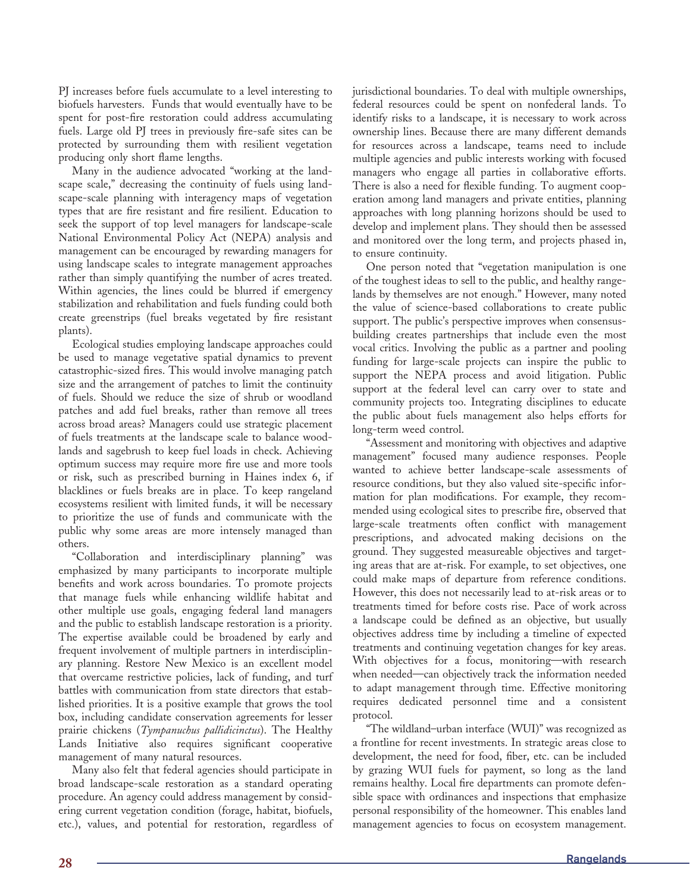PJ increases before fuels accumulate to a level interesting to biofuels harvesters. Funds that would eventually have to be spent for post-fire restoration could address accumulating fuels. Large old PJ trees in previously fire-safe sites can be protected by surrounding them with resilient vegetation producing only short flame lengths.

Many in the audience advocated "working at the landscape scale," decreasing the continuity of fuels using landscape-scale planning with interagency maps of vegetation types that are fire resistant and fire resilient. Education to seek the support of top level managers for landscape-scale National Environmental Policy Act (NEPA) analysis and management can be encouraged by rewarding managers for using landscape scales to integrate management approaches rather than simply quantifying the number of acres treated. Within agencies, the lines could be blurred if emergency stabilization and rehabilitation and fuels funding could both create greenstrips (fuel breaks vegetated by fire resistant plants).

Ecological studies employing landscape approaches could be used to manage vegetative spatial dynamics to prevent catastrophic-sized fires. This would involve managing patch size and the arrangement of patches to limit the continuity of fuels. Should we reduce the size of shrub or woodland patches and add fuel breaks, rather than remove all trees across broad areas? Managers could use strategic placement of fuels treatments at the landscape scale to balance woodlands and sagebrush to keep fuel loads in check. Achieving optimum success may require more fire use and more tools or risk, such as prescribed burning in Haines index 6, if blacklines or fuels breaks are in place. To keep rangeland ecosystems resilient with limited funds, it will be necessary to prioritize the use of funds and communicate with the public why some areas are more intensely managed than others.

"Collaboration and interdisciplinary planning" was emphasized by many participants to incorporate multiple benefits and work across boundaries. To promote projects that manage fuels while enhancing wildlife habitat and other multiple use goals, engaging federal land managers and the public to establish landscape restoration is a priority. The expertise available could be broadened by early and frequent involvement of multiple partners in interdisciplinary planning. Restore New Mexico is an excellent model that overcame restrictive policies, lack of funding, and turf battles with communication from state directors that established priorities. It is a positive example that grows the tool box, including candidate conservation agreements for lesser prairie chickens (*Tympanuchus pallidicinctus*). The Healthy Lands Initiative also requires significant cooperative management of many natural resources.

Many also felt that federal agencies should participate in broad landscape-scale restoration as a standard operating procedure. An agency could address management by considering current vegetation condition (forage, habitat, biofuels, etc.), values, and potential for restoration, regardless of jurisdictional boundaries. To deal with multiple ownerships, federal resources could be spent on nonfederal lands. To identify risks to a landscape, it is necessary to work across ownership lines. Because there are many different demands for resources across a landscape, teams need to include multiple agencies and public interests working with focused managers who engage all parties in collaborative efforts. There is also a need for flexible funding. To augment cooperation among land managers and private entities, planning approaches with long planning horizons should be used to develop and implement plans. They should then be assessed and monitored over the long term, and projects phased in, to ensure continuity.

One person noted that "vegetation manipulation is one of the toughest ideas to sell to the public, and healthy rangelands by themselves are not enough." However, many noted the value of science-based collaborations to create public support. The public's perspective improves when consensus-building creates partnerships that include even the most vocal critics. Involving the public as a partner and pooling funding for large-scale projects can inspire the public to support the NEPA process and avoid litigation. Public support at the federal level can carry over to state and community projects too. Integrating disciplines to educate the public about fuels management also helps efforts for long-term weed control.

"Assessment and monitoring with objectives and adaptive management" focused many audience responses. People wanted to achieve better landscape-scale assessments of resource conditions, but they also valued site-specific information for plan modifications. For example, they recommended using ecological sites to prescribe fire, observed that large-scale treatments often conflict with management prescriptions, and advocated making decisions on the ground. They suggested measureable objectives and targeting areas that are at-risk. For example, to set objectives, one could make maps of departure from reference conditions. However, this does not necessarily lead to at-risk areas or to treatments timed for before costs rise. Pace of work across a landscape could be defined as an objective, but usually objectives address time by including a timeline of expected treatments and continuing vegetation changes for key areas. With objectives for a focus, monitoring—with research when needed—can objectively track the information needed to adapt management through time. Effective monitoring requires dedicated personnel time and a consistent protocol.

"The wildland–urban interface (WUI)" was recognized as a frontline for recent investments. In strategic areas close to development, the need for food, fiber, etc. can be included by grazing WUI fuels for payment, so long as the land remains healthy. Local fire departments can promote defensible space with ordinances and inspections that emphasize personal responsibility of the homeowner. This enables land management agencies to focus on ecosystem management.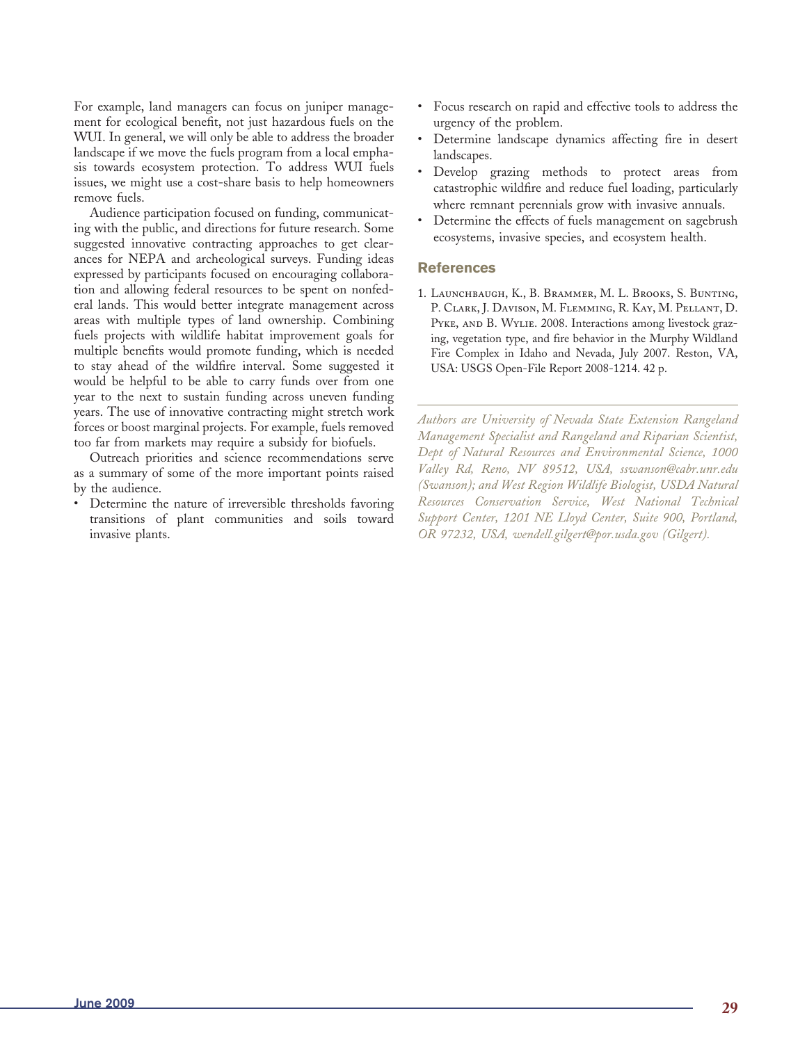For example, land managers can focus on juniper management for ecological benefit, not just hazardous fuels on the WUI. In general, we will only be able to address the broader landscape if we move the fuels program from a local emphasis towards ecosystem protection. To address WUI fuels issues, we might use a cost-share basis to help homeowners remove fuels.

Audience participation focused on funding, communicating with the public, and directions for future research. Some suggested innovative contracting approaches to get clearances for NEPA and archeological surveys. Funding ideas expressed by participants focused on encouraging collaboration and allowing federal resources to be spent on nonfederal lands. This would better integrate management across areas with multiple types of land ownership. Combining fuels projects with wildlife habitat improvement goals for multiple benefits would promote funding, which is needed to stay ahead of the wildfire interval. Some suggested it would be helpful to be able to carry funds over from one year to the next to sustain funding across uneven funding years. The use of innovative contracting might stretch work forces or boost marginal projects. For example, fuels removed too far from markets may require a subsidy for biofuels.

Outreach priorities and science recommendations serve as a summary of some of the more important points raised by the audience.

- Determine the nature of irreversible thresholds favoring transitions of plant communities and soils toward invasive plants.
- Focus research on rapid and effective tools to address the urgency of the problem.
- Determine landscape dynamics affecting fire in desert landscapes.
- Develop grazing methods to protect areas from catastrophic wildfire and reduce fuel loading, particularly where remnant perennials grow with invasive annuals.
- Determine the effects of fuels management on sagebrush ecosystems, invasive species, and ecosystem health.

## References

1. Launchbaugh, K., B. Brammer, M. L. Brooks, S. Bunting, P. Clark, J. Davison, M. Flemming, R. Kay, M. Pellant, D. Pyke, and B. Wylie. 2008. Interactions among livestock grazing, vegetation type, and fire behavior in the Murphy Wildland Fire Complex in Idaho and Nevada, July 2007. Reston, VA, USA: USGS Open-File Report 2008-1214. 42 p.

---

*Authors are University of Nevada State Extension Rangeland Management Specialist and Rangeland and Riparian Scientist, Dept of Natural Resources and Environmental Science, 1000 Valley Rd, Reno, NV 89512, USA, sswanson@cabr.unr.edu (Swanson); and West Region Wildlife Biologist, USDA Natural Resources Conservation Service, West National Technical Support Center, 1201 NE Lloyd Center, Suite 900, Portland, OR 97232, USA, wendell.gilgert@por.usda.gov (Gilgert).*